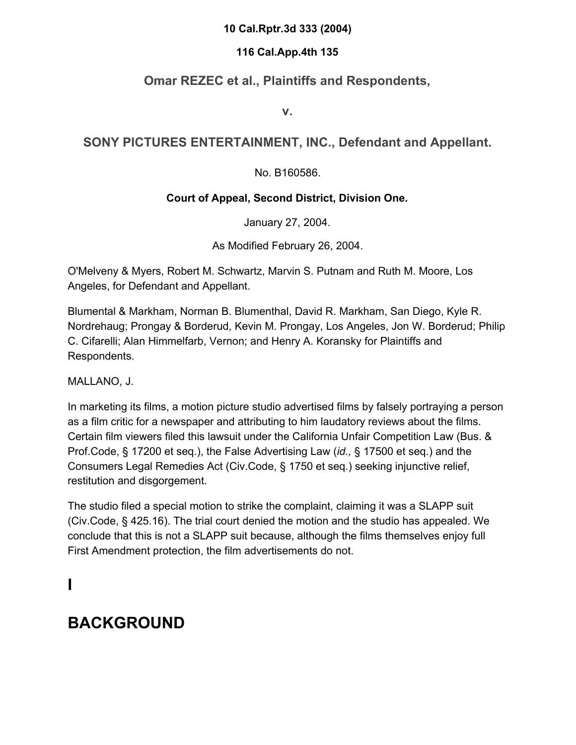**10 Cal.Rptr.3d 333 (2004)**

**116 Cal.App.4th 135**

## Omar REZEC et al., Plaintiffs and Respondents,

**v.**

## SONY PICTURES ENTERTAINMENT, INC., Defendant and Appellant.

No. B160586.

**Court of Appeal, Second District, Division One.**

January 27, 2004.

As Modified February 26, 2004.

O'Melveny & Myers, Robert M. Schwartz, Marvin S. Putnam and Ruth M. Moore, Los Angeles, for Defendant and Appellant.

Blumental & Markham, Norman B. Blumenthal, David R. Markham, San Diego, Kyle R. Nordrehaug; Prongay & Borderud, Kevin M. Prongay, Los Angeles, Jon W. Borderud; Philip C. Cifarelli; Alan Himmelfarb, Vernon; and Henry A. Koransky for Plaintiffs and Respondents.

MALLANO, J.

In marketing its films, a motion picture studio advertised films by falsely portraying a person as a film critic for a newspaper and attributing to him laudatory reviews about the films. Certain film viewers filed this lawsuit under the California Unfair Competition Law (Bus. & Prof.Code, § 17200 et seq.), the False Advertising Law (*id.,* § 17500 et seq.) and the Consumers Legal Remedies Act (Civ.Code, § 1750 et seq.) seeking injunctive relief, restitution and disgorgement.

The studio filed a special motion to strike the complaint, claiming it was a SLAPP suit (Civ.Code, § 425.16). The trial court denied the motion and the studio has appealed. We conclude that this is not a SLAPP suit because, although the films themselves enjoy full First Amendment protection, the film advertisements do not.

# I

# BACKGROUND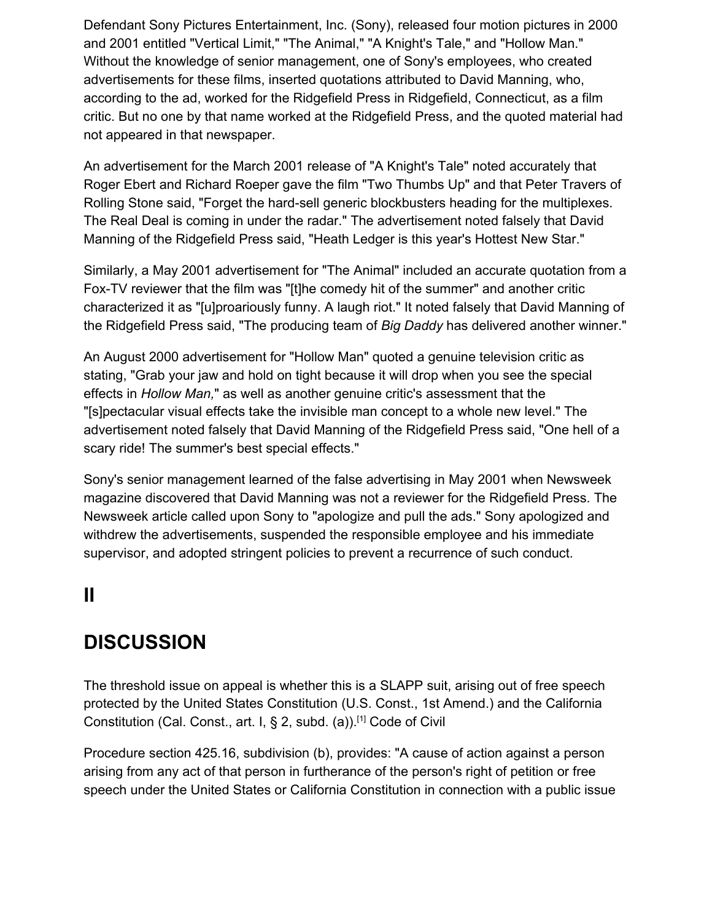Defendant Sony Pictures Entertainment, Inc. (Sony), released four motion pictures in 2000 and 2001 entitled "Vertical Limit," "The Animal," "A Knight's Tale," and "Hollow Man." Without the knowledge of senior management, one of Sony's employees, who created advertisements for these films, inserted quotations attributed to David Manning, who, according to the ad, worked for the Ridgefield Press in Ridgefield, Connecticut, as a film critic. But no one by that name worked at the Ridgefield Press, and the quoted material had not appeared in that newspaper.

An advertisement for the March 2001 release of "A Knight's Tale" noted accurately that Roger Ebert and Richard Roeper gave the film "Two Thumbs Up" and that Peter Travers of Rolling Stone said, "Forget the hard-sell generic blockbusters heading for the multiplexes. The Real Deal is coming in under the radar." The advertisement noted falsely that David Manning of the Ridgefield Press said, "Heath Ledger is this year's Hottest New Star."

Similarly, a May 2001 advertisement for "The Animal" included an accurate quotation from a Fox-TV reviewer that the film was "[t]he comedy hit of the summer" and another critic characterized it as "[u]proariously funny. A laugh riot." It noted falsely that David Manning of the Ridgefield Press said, "The producing team of *Big Daddy* has delivered another winner."

An August 2000 advertisement for "Hollow Man" quoted a genuine television critic as stating, "Grab your jaw and hold on tight because it will drop when you see the special effects in *Hollow Man,*" as well as another genuine critic's assessment that the "[s]pectacular visual effects take the invisible man concept to a whole new level." The advertisement noted falsely that David Manning of the Ridgefield Press said, "One hell of a scary ride! The summer's best special effects."

Sony's senior management learned of the false advertising in May 2001 when Newsweek magazine discovered that David Manning was not a reviewer for the Ridgefield Press. The Newsweek article called upon Sony to "apologize and pull the ads." Sony apologized and withdrew the advertisements, suspended the responsible employee and his immediate supervisor, and adopted stringent policies to prevent a recurrence of such conduct.

# II

# DISCUSSION

The threshold issue on appeal is whether this is a SLAPP suit, arising out of free speech protected by the United States Constitution (U.S. Const., 1st Amend.) and the California Constitution (Cal. Const., art. I, § 2, subd. (a)).[1] Code of Civil Procedure section 425.16, subdivision (b), provides: "A cause of action against a person arising from any act of that person in furtherance of the person's right of petition or free speech under the United States or California Constitution in connection with a public issue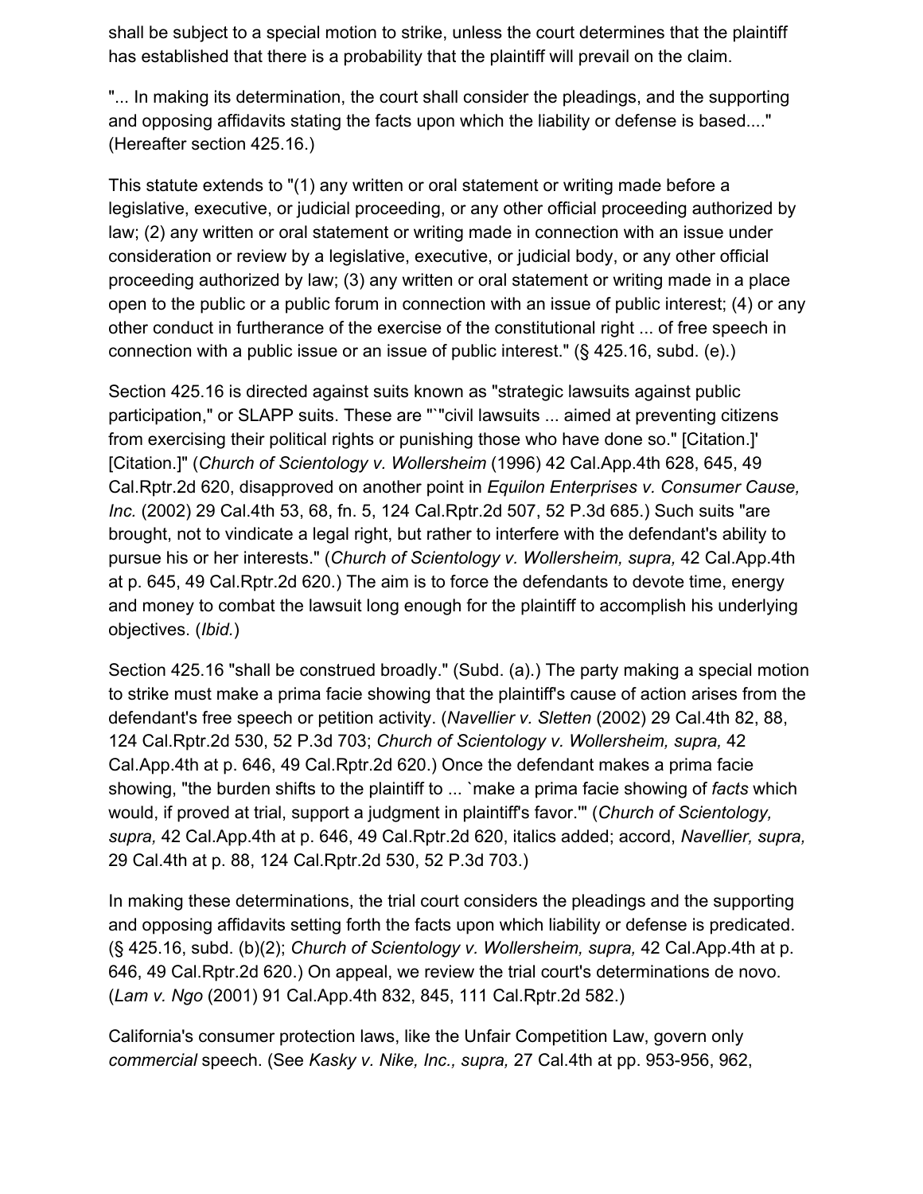shall be subject to a special motion to strike, unless the court determines that the plaintiff has established that there is a probability that the plaintiff will prevail on the claim.

"... In making its determination, the court shall consider the pleadings, and the supporting and opposing affidavits stating the facts upon which the liability or defense is based...." (Hereafter section 425.16.)

This statute extends to "(1) any written or oral statement or writing made before a legislative, executive, or judicial proceeding, or any other official proceeding authorized by law; (2) any written or oral statement or writing made in connection with an issue under consideration or review by a legislative, executive, or judicial body, or any other official proceeding authorized by law; (3) any written or oral statement or writing made in a place open to the public or a public forum in connection with an issue of public interest; (4) or any other conduct in furtherance of the exercise of the constitutional right ... of free speech in connection with a public issue or an issue of public interest." (§ 425.16, subd. (e).)

Section 425.16 is directed against suits known as "strategic lawsuits against public participation," or SLAPP suits. These are "`"civil lawsuits ... aimed at preventing citizens from exercising their political rights or punishing those who have done so." [Citation.]' [Citation.]" (*Church of Scientology v. Wollersheim* (1996) 42 Cal.App.4th 628, 645, 49 Cal.Rptr.2d 620, disapproved on another point in *Equilon Enterprises v. Consumer Cause, Inc.* (2002) 29 Cal.4th 53, 68, fn. 5, 124 Cal.Rptr.2d 507, 52 P.3d 685.) Such suits "are brought, not to vindicate a legal right, but rather to interfere with the defendant's ability to pursue his or her interests." (*Church of Scientology v. Wollersheim, supra,* 42 Cal.App.4th at p. 645, 49 Cal.Rptr.2d 620.) The aim is to force the defendants to devote time, energy and money to combat the lawsuit long enough for the plaintiff to accomplish his underlying objectives. (*Ibid.*)

Section 425.16 "shall be construed broadly." (Subd. (a).) The party making a special motion to strike must make a prima facie showing that the plaintiff's cause of action arises from the defendant's free speech or petition activity. (*Navellier v. Sletten* (2002) 29 Cal.4th 82, 88, 124 Cal.Rptr.2d 530, 52 P.3d 703; *Church of Scientology v. Wollersheim, supra,* 42 Cal.App.4th at p. 646, 49 Cal.Rptr.2d 620.) Once the defendant makes a prima facie showing, "the burden shifts to the plaintiff to ... `make a prima facie showing of *facts* which would, if proved at trial, support a judgment in plaintiff's favor.'" (*Church of Scientology, supra,* 42 Cal.App.4th at p. 646, 49 Cal.Rptr.2d 620, italics added; accord, *Navellier, supra,* 29 Cal.4th at p. 88, 124 Cal.Rptr.2d 530, 52 P.3d 703.)

In making these determinations, the trial court considers the pleadings and the supporting and opposing affidavits setting forth the facts upon which liability or defense is predicated. (§ 425.16, subd. (b)(2); *Church of Scientology v. Wollersheim, supra,* 42 Cal.App.4th at p. 646, 49 Cal.Rptr.2d 620.) On appeal, we review the trial court's determinations de novo. (*Lam v. Ngo* (2001) 91 Cal.App.4th 832, 845, 111 Cal.Rptr.2d 582.)

California's consumer protection laws, like the Unfair Competition Law, govern only *commercial* speech. (See *Kasky v. Nike, Inc., supra,* 27 Cal.4th at pp. 953-956, 962,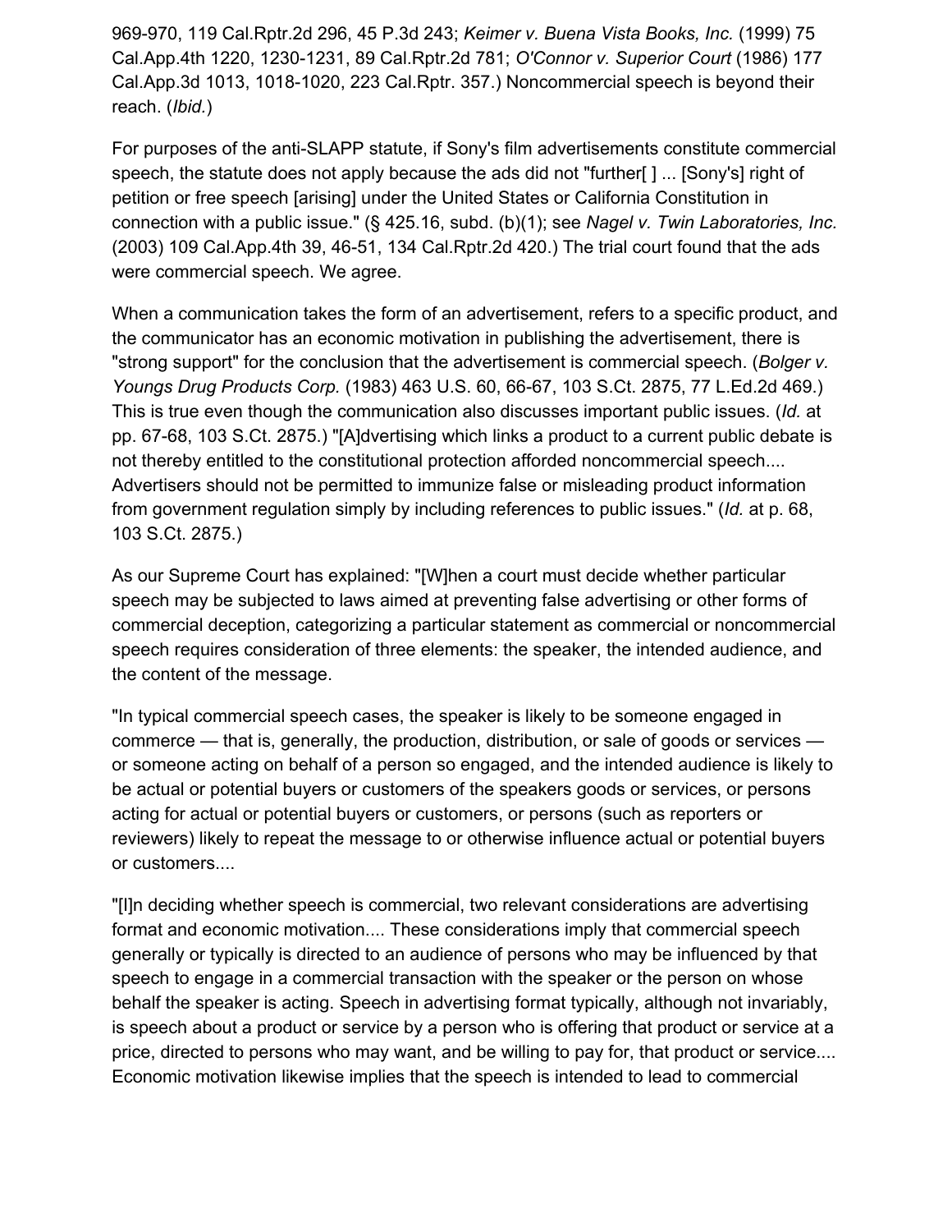969-970, 119 Cal.Rptr.2d 296, 45 P.3d 243; *Keimer v. Buena Vista Books, Inc.* (1999) 75 Cal.App.4th 1220, 1230-1231, 89 Cal.Rptr.2d 781; *O'Connor v. Superior Court* (1986) 177 Cal.App.3d 1013, 1018-1020, 223 Cal.Rptr. 357.) Noncommercial speech is beyond their reach. (*Ibid.*)

For purposes of the anti-SLAPP statute, if Sony's film advertisements constitute commercial speech, the statute does not apply because the ads did not "further[ ] ... [Sony's] right of petition or free speech [arising] under the United States or California Constitution in connection with a public issue." (§ 425.16, subd. (b)(1); see *Nagel v. Twin Laboratories, Inc.* (2003) 109 Cal.App.4th 39, 46-51, 134 Cal.Rptr.2d 420.) The trial court found that the ads were commercial speech. We agree.

When a communication takes the form of an advertisement, refers to a specific product, and the communicator has an economic motivation in publishing the advertisement, there is "strong support" for the conclusion that the advertisement is commercial speech. (*Bolger v. Youngs Drug Products Corp.* (1983) 463 U.S. 60, 66-67, 103 S.Ct. 2875, 77 L.Ed.2d 469.) This is true even though the communication also discusses important public issues. (*Id.* at pp. 67-68, 103 S.Ct. 2875.) "[A]dvertising which links a product to a current public debate is not thereby entitled to the constitutional protection afforded noncommercial speech.... Advertisers should not be permitted to immunize false or misleading product information from government regulation simply by including references to public issues." (*Id.* at p. 68, 103 S.Ct. 2875.)

As our Supreme Court has explained: "[W]hen a court must decide whether particular speech may be subjected to laws aimed at preventing false advertising or other forms of commercial deception, categorizing a particular statement as commercial or noncommercial speech requires consideration of three elements: the speaker, the intended audience, and the content of the message.

"In typical commercial speech cases, the speaker is likely to be someone engaged in commerce — that is, generally, the production, distribution, or sale of goods or services — or someone acting on behalf of a person so engaged, and the intended audience is likely to be actual or potential buyers or customers of the speakers goods or services, or persons acting for actual or potential buyers or customers, or persons (such as reporters or reviewers) likely to repeat the message to or otherwise influence actual or potential buyers or customers....

"[I]n deciding whether speech is commercial, two relevant considerations are advertising format and economic motivation.... These considerations imply that commercial speech generally or typically is directed to an audience of persons who may be influenced by that speech to engage in a commercial transaction with the speaker or the person on whose behalf the speaker is acting. Speech in advertising format typically, although not invariably, is speech about a product or service by a person who is offering that product or service at a price, directed to persons who may want, and be willing to pay for, that product or service.... Economic motivation likewise implies that the speech is intended to lead to commercial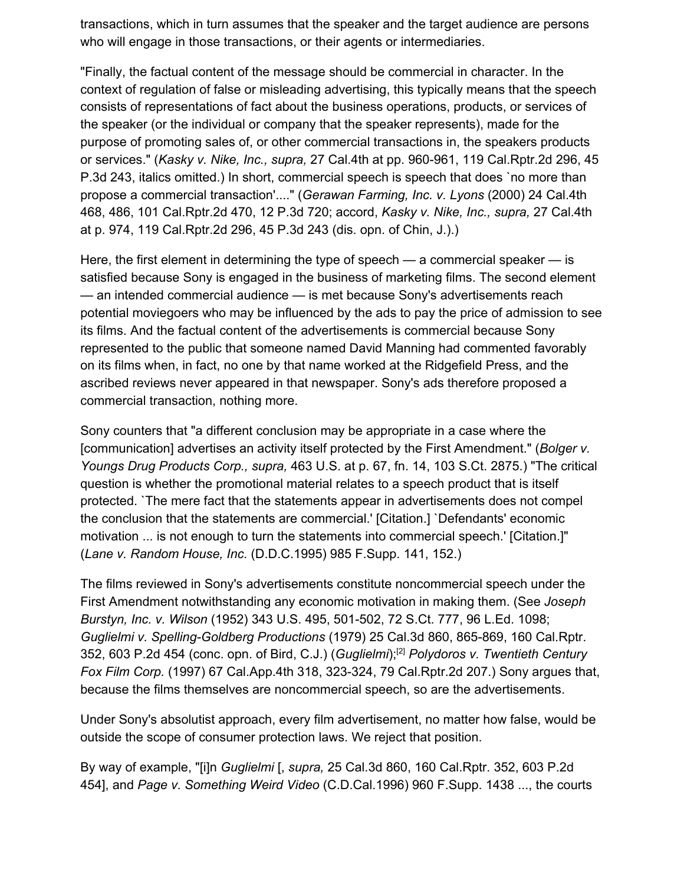transactions, which in turn assumes that the speaker and the target audience are persons who will engage in those transactions, or their agents or intermediaries.

"Finally, the factual content of the message should be commercial in character. In the context of regulation of false or misleading advertising, this typically means that the speech consists of representations of fact about the business operations, products, or services of the speaker (or the individual or company that the speaker represents), made for the purpose of promoting sales of, or other commercial transactions in, the speakers products or services." (*Kasky v. Nike, Inc., supra,* 27 Cal.4th at pp. 960-961, 119 Cal.Rptr.2d 296, 45 P.3d 243, italics omitted.) In short, commercial speech is speech that does `no more than propose a commercial transaction'...." (*Gerawan Farming, Inc. v. Lyons* (2000) 24 Cal.4th 468, 486, 101 Cal.Rptr.2d 470, 12 P.3d 720; accord, *Kasky v. Nike, Inc., supra,* 27 Cal.4th at p. 974, 119 Cal.Rptr.2d 296, 45 P.3d 243 (dis. opn. of Chin, J.).)

Here, the first element in determining the type of speech — a commercial speaker — is satisfied because Sony is engaged in the business of marketing films. The second element — an intended commercial audience — is met because Sony's advertisements reach potential moviegoers who may be influenced by the ads to pay the price of admission to see its films. And the factual content of the advertisements is commercial because Sony represented to the public that someone named David Manning had commented favorably on its films when, in fact, no one by that name worked at the Ridgefield Press, and the ascribed reviews never appeared in that newspaper. Sony's ads therefore proposed a commercial transaction, nothing more.

Sony counters that "a different conclusion may be appropriate in a case where the [communication] advertises an activity itself protected by the First Amendment." (*Bolger v. Youngs Drug Products Corp., supra,* 463 U.S. at p. 67, fn. 14, 103 S.Ct. 2875.) "The critical question is whether the promotional material relates to a speech product that is itself protected. `The mere fact that the statements appear in advertisements does not compel the conclusion that the statements are commercial.' [Citation.] `Defendants' economic motivation ... is not enough to turn the statements into commercial speech.' [Citation.]" (*Lane v. Random House, Inc.* (D.D.C.1995) 985 F.Supp. 141, 152.)

The films reviewed in Sony's advertisements constitute noncommercial speech under the First Amendment notwithstanding any economic motivation in making them. (See *Joseph Burstyn, Inc. v. Wilson* (1952) 343 U.S. 495, 501-502, 72 S.Ct. 777, 96 L.Ed. 1098; *Guglielmi v. Spelling-Goldberg Productions* (1979) 25 Cal.3d 860, 865-869, 160 Cal.Rptr. 352, 603 P.2d 454 (conc. opn. of Bird, C.J.) (*Guglielmi*);[2] *Polydoros v. Twentieth Century Fox Film Corp.* (1997) 67 Cal.App.4th 318, 323-324, 79 Cal.Rptr.2d 207.) Sony argues that, because the films themselves are noncommercial speech, so are the advertisements.

Under Sony's absolutist approach, every film advertisement, no matter how false, would be outside the scope of consumer protection laws. We reject that position.

By way of example, "[i]n *Guglielmi* [, *supra,* 25 Cal.3d 860, 160 Cal.Rptr. 352, 603 P.2d 454], and *Page v. Something Weird Video* (C.D.Cal.1996) 960 F.Supp. 1438 ..., the courts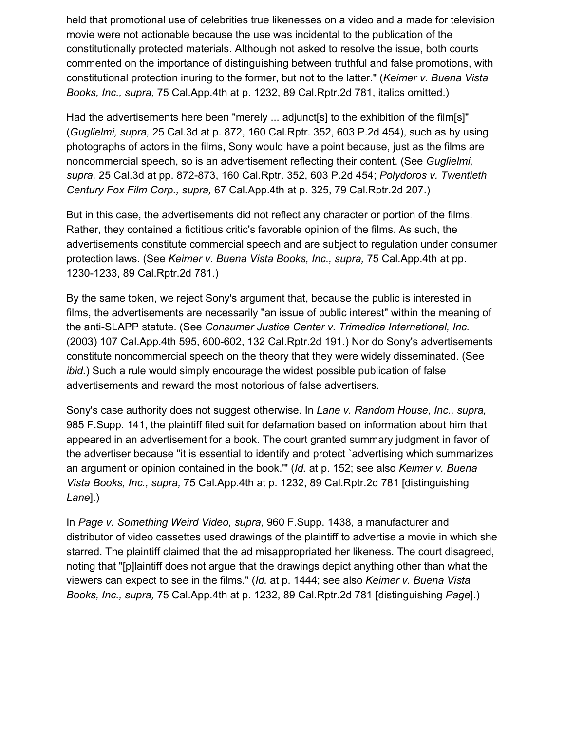held that promotional use of celebrities true likenesses on a video and a made for television movie were not actionable because the use was incidental to the publication of the constitutionally protected materials. Although not asked to resolve the issue, both courts commented on the importance of distinguishing between truthful and false promotions, with constitutional protection inuring to the former, but not to the latter." (*Keimer v. Buena Vista Books, Inc., supra,* 75 Cal.App.4th at p. 1232, 89 Cal.Rptr.2d 781, italics omitted.)

Had the advertisements here been "merely ... adjunct[s] to the exhibition of the film[s]" (*Guglielmi, supra,* 25 Cal.3d at p. 872, 160 Cal.Rptr. 352, 603 P.2d 454), such as by using photographs of actors in the films, Sony would have a point because, just as the films are noncommercial speech, so is an advertisement reflecting their content. (See *Guglielmi, supra,* 25 Cal.3d at pp. 872-873, 160 Cal.Rptr. 352, 603 P.2d 454; *Polydoros v. Twentieth Century Fox Film Corp., supra,* 67 Cal.App.4th at p. 325, 79 Cal.Rptr.2d 207.)

But in this case, the advertisements did not reflect any character or portion of the films. Rather, they contained a fictitious critic's favorable opinion of the films. As such, the advertisements constitute commercial speech and are subject to regulation under consumer protection laws. (See *Keimer v. Buena Vista Books, Inc., supra,* 75 Cal.App.4th at pp. 1230-1233, 89 Cal.Rptr.2d 781.)

By the same token, we reject Sony's argument that, because the public is interested in films, the advertisements are necessarily "an issue of public interest" within the meaning of the anti-SLAPP statute. (See *Consumer Justice Center v. Trimedica International, Inc.* (2003) 107 Cal.App.4th 595, 600-602, 132 Cal.Rptr.2d 191.) Nor do Sony's advertisements constitute noncommercial speech on the theory that they were widely disseminated. (See *ibid.*) Such a rule would simply encourage the widest possible publication of false advertisements and reward the most notorious of false advertisers.

Sony's case authority does not suggest otherwise. In *Lane v. Random House, Inc., supra,* 985 F.Supp. 141, the plaintiff filed suit for defamation based on information about him that appeared in an advertisement for a book. The court granted summary judgment in favor of the advertiser because "it is essential to identify and protect `advertising which summarizes an argument or opinion contained in the book.'" (*Id.* at p. 152; see also *Keimer v. Buena Vista Books, Inc., supra,* 75 Cal.App.4th at p. 1232, 89 Cal.Rptr.2d 781 [distinguishing *Lane*].)

In *Page v. Something Weird Video, supra,* 960 F.Supp. 1438, a manufacturer and distributor of video cassettes used drawings of the plaintiff to advertise a movie in which she starred. The plaintiff claimed that the ad misappropriated her likeness. The court disagreed, noting that "[p]laintiff does not argue that the drawings depict anything other than what the viewers can expect to see in the films." (*Id.* at p. 1444; see also *Keimer v. Buena Vista Books, Inc., supra,* 75 Cal.App.4th at p. 1232, 89 Cal.Rptr.2d 781 [distinguishing *Page*].)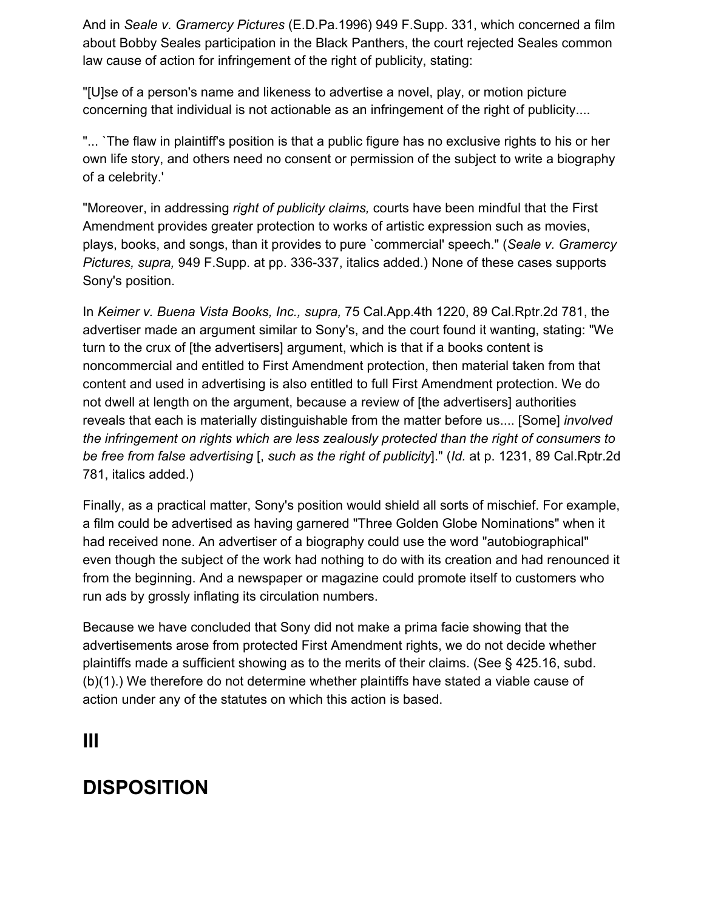And in *Seale v. Gramercy Pictures* (E.D.Pa.1996) 949 F.Supp. 331, which concerned a film about Bobby Seales participation in the Black Panthers, the court rejected Seales common law cause of action for infringement of the right of publicity, stating:

"[U]se of a person's name and likeness to advertise a novel, play, or motion picture concerning that individual is not actionable as an infringement of the right of publicity....

"... `The flaw in plaintiff's position is that a public figure has no exclusive rights to his or her own life story, and others need no consent or permission of the subject to write a biography of a celebrity.'

"Moreover, in addressing *right of publicity claims,* courts have been mindful that the First Amendment provides greater protection to works of artistic expression such as movies, plays, books, and songs, than it provides to pure `commercial' speech." (*Seale v. Gramercy Pictures, supra,* 949 F.Supp. at pp. 336-337, italics added.) None of these cases supports Sony's position.

In *Keimer v. Buena Vista Books, Inc., supra,* 75 Cal.App.4th 1220, 89 Cal.Rptr.2d 781, the advertiser made an argument similar to Sony's, and the court found it wanting, stating: "We turn to the crux of [the advertisers] argument, which is that if a books content is noncommercial and entitled to First Amendment protection, then material taken from that content and used in advertising is also entitled to full First Amendment protection. We do not dwell at length on the argument, because a review of [the advertisers] authorities reveals that each is materially distinguishable from the matter before us.... [Some] *involved the infringement on rights which are less zealously protected than the right of consumers to be free from false advertising* [, *such as the right of publicity*]." (*Id.* at p. 1231, 89 Cal.Rptr.2d 781, italics added.)

Finally, as a practical matter, Sony's position would shield all sorts of mischief. For example, a film could be advertised as having garnered "Three Golden Globe Nominations" when it had received none. An advertiser of a biography could use the word "autobiographical" even though the subject of the work had nothing to do with its creation and had renounced it from the beginning. And a newspaper or magazine could promote itself to customers who run ads by grossly inflating its circulation numbers.

Because we have concluded that Sony did not make a prima facie showing that the advertisements arose from protected First Amendment rights, we do not decide whether plaintiffs made a sufficient showing as to the merits of their claims. (See § 425.16, subd. (b)(1).) We therefore do not determine whether plaintiffs have stated a viable cause of action under any of the statutes on which this action is based.

## III

## DISPOSITION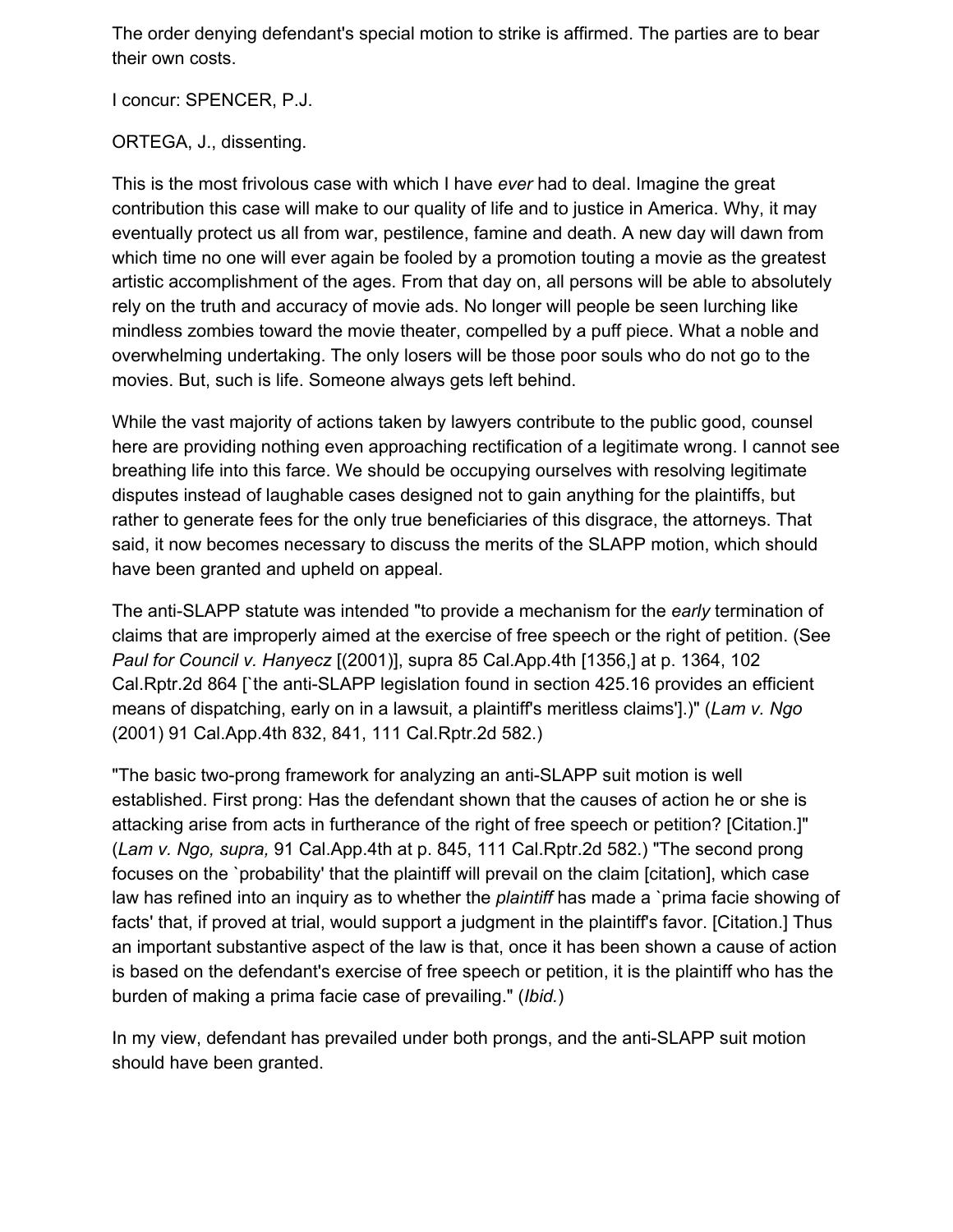The order denying defendant's special motion to strike is affirmed. The parties are to bear their own costs.

I concur: SPENCER, P.J.

ORTEGA, J., dissenting.

This is the most frivolous case with which I have *ever* had to deal. Imagine the great contribution this case will make to our quality of life and to justice in America. Why, it may eventually protect us all from war, pestilence, famine and death. A new day will dawn from which time no one will ever again be fooled by a promotion touting a movie as the greatest artistic accomplishment of the ages. From that day on, all persons will be able to absolutely rely on the truth and accuracy of movie ads. No longer will people be seen lurching like mindless zombies toward the movie theater, compelled by a puff piece. What a noble and overwhelming undertaking. The only losers will be those poor souls who do not go to the movies. But, such is life. Someone always gets left behind.

While the vast majority of actions taken by lawyers contribute to the public good, counsel here are providing nothing even approaching rectification of a legitimate wrong. I cannot see breathing life into this farce. We should be occupying ourselves with resolving legitimate disputes instead of laughable cases designed not to gain anything for the plaintiffs, but rather to generate fees for the only true beneficiaries of this disgrace, the attorneys. That said, it now becomes necessary to discuss the merits of the SLAPP motion, which should have been granted and upheld on appeal.

The anti-SLAPP statute was intended "to provide a mechanism for the *early* termination of claims that are improperly aimed at the exercise of free speech or the right of petition. (See *Paul for Council v. Hanyecz* [(2001)], supra 85 Cal.App.4th [1356,] at p. 1364, 102 Cal.Rptr.2d 864 [`the anti-SLAPP legislation found in section 425.16 provides an efficient means of dispatching, early on in a lawsuit, a plaintiff's meritless claims'].)" (*Lam v. Ngo* (2001) 91 Cal.App.4th 832, 841, 111 Cal.Rptr.2d 582.)

"The basic two-prong framework for analyzing an anti-SLAPP suit motion is well established. First prong: Has the defendant shown that the causes of action he or she is attacking arise from acts in furtherance of the right of free speech or petition? [Citation.]" (*Lam v. Ngo, supra,* 91 Cal.App.4th at p. 845, 111 Cal.Rptr.2d 582.) "The second prong focuses on the `probability' that the plaintiff will prevail on the claim [citation], which case law has refined into an inquiry as to whether the *plaintiff* has made a `prima facie showing of facts' that, if proved at trial, would support a judgment in the plaintiff's favor. [Citation.] Thus an important substantive aspect of the law is that, once it has been shown a cause of action is based on the defendant's exercise of free speech or petition, it is the plaintiff who has the burden of making a prima facie case of prevailing." (*Ibid.*)

In my view, defendant has prevailed under both prongs, and the anti-SLAPP suit motion should have been granted.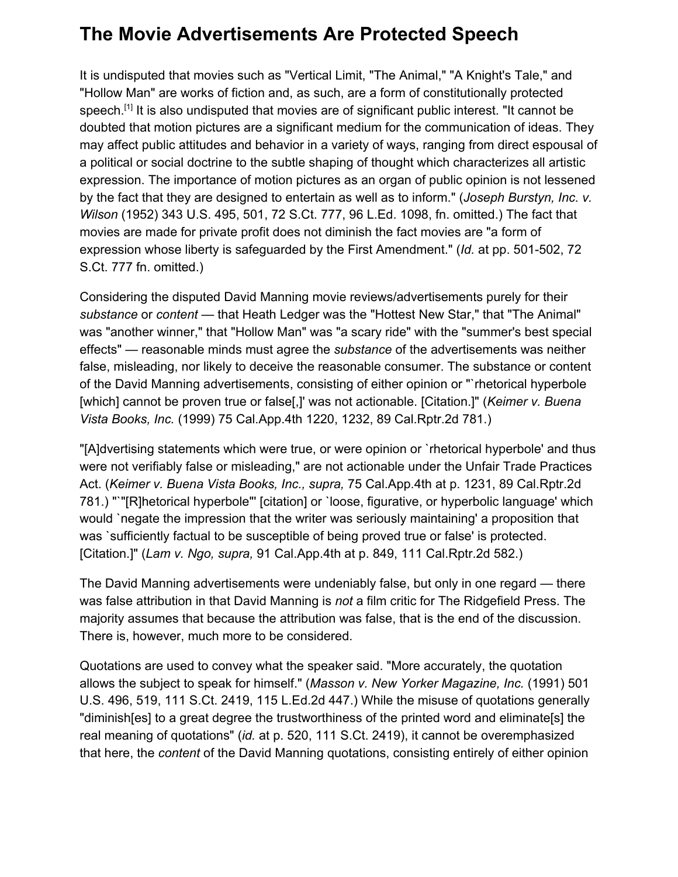## The Movie Advertisements Are Protected Speech

It is undisputed that movies such as "Vertical Limit, "The Animal," "A Knight's Tale," and "Hollow Man" are works of fiction and, as such, are a form of constitutionally protected speech.[1] It is also undisputed that movies are of significant public interest. "It cannot be doubted that motion pictures are a significant medium for the communication of ideas. They may affect public attitudes and behavior in a variety of ways, ranging from direct espousal of a political or social doctrine to the subtle shaping of thought which characterizes all artistic expression. The importance of motion pictures as an organ of public opinion is not lessened by the fact that they are designed to entertain as well as to inform." (*Joseph Burstyn, Inc. v. Wilson* (1952) 343 U.S. 495, 501, 72 S.Ct. 777, 96 L.Ed. 1098, fn. omitted.) The fact that movies are made for private profit does not diminish the fact movies are "a form of expression whose liberty is safeguarded by the First Amendment." (*Id.* at pp. 501-502, 72 S.Ct. 777 fn. omitted.)

Considering the disputed David Manning movie reviews/advertisements purely for their *substance* or *content* — that Heath Ledger was the "Hottest New Star," that "The Animal" was "another winner," that "Hollow Man" was "a scary ride" with the "summer's best special effects" — reasonable minds must agree the *substance* of the advertisements was neither false, misleading, nor likely to deceive the reasonable consumer. The substance or content of the David Manning advertisements, consisting of either opinion or "`rhetorical hyperbole [which] cannot be proven true or false[,]' was not actionable. [Citation.]" (*Keimer v. Buena Vista Books, Inc.* (1999) 75 Cal.App.4th 1220, 1232, 89 Cal.Rptr.2d 781.)

"[A]dvertising statements which were true, or were opinion or `rhetorical hyperbole' and thus were not verifiably false or misleading," are not actionable under the Unfair Trade Practices Act. (*Keimer v. Buena Vista Books, Inc., supra,* 75 Cal.App.4th at p. 1231, 89 Cal.Rptr.2d 781.) "`"[R]hetorical hyperbole"' [citation] or `loose, figurative, or hyperbolic language' which would `negate the impression that the writer was seriously maintaining' a proposition that was `sufficiently factual to be susceptible of being proved true or false' is protected. [Citation.]" (*Lam v. Ngo, supra,* 91 Cal.App.4th at p. 849, 111 Cal.Rptr.2d 582.)

The David Manning advertisements were undeniably false, but only in one regard — there was false attribution in that David Manning is *not* a film critic for The Ridgefield Press. The majority assumes that because the attribution was false, that is the end of the discussion. There is, however, much more to be considered.

Quotations are used to convey what the speaker said. "More accurately, the quotation allows the subject to speak for himself." (*Masson v. New Yorker Magazine, Inc.* (1991) 501 U.S. 496, 519, 111 S.Ct. 2419, 115 L.Ed.2d 447.) While the misuse of quotations generally "diminish[es] to a great degree the trustworthiness of the printed word and eliminate[s] the real meaning of quotations" (*id.* at p. 520, 111 S.Ct. 2419), it cannot be overemphasized that here, the *content* of the David Manning quotations, consisting entirely of either opinion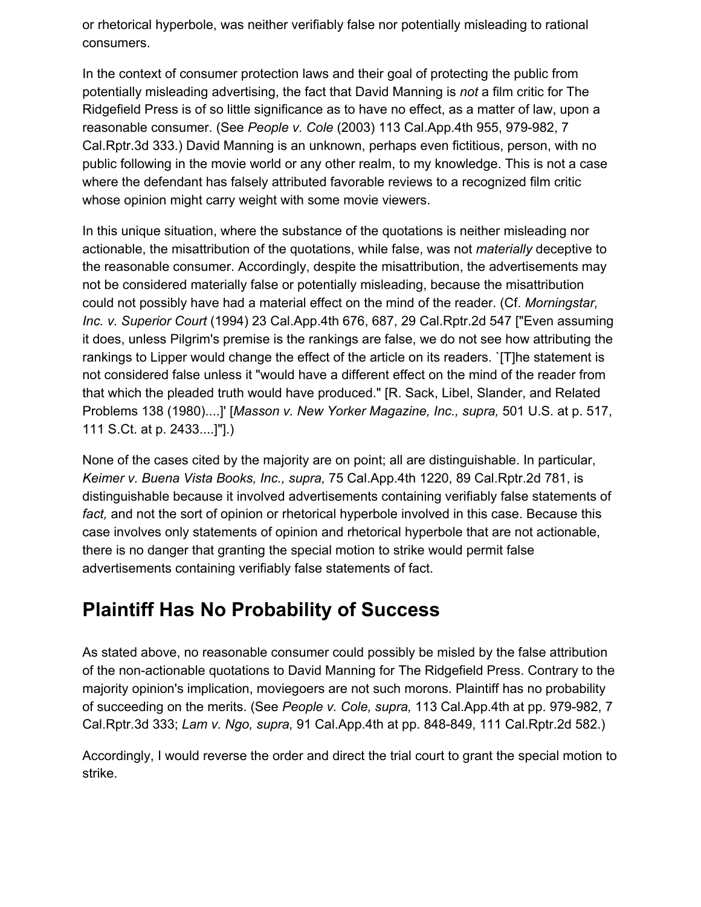or rhetorical hyperbole, was neither verifiably false nor potentially misleading to rational consumers.

In the context of consumer protection laws and their goal of protecting the public from potentially misleading advertising, the fact that David Manning is *not* a film critic for The Ridgefield Press is of so little significance as to have no effect, as a matter of law, upon a reasonable consumer. (See *People v. Cole* (2003) 113 Cal.App.4th 955, 979-982, 7 Cal.Rptr.3d 333.) David Manning is an unknown, perhaps even fictitious, person, with no public following in the movie world or any other realm, to my knowledge. This is not a case where the defendant has falsely attributed favorable reviews to a recognized film critic whose opinion might carry weight with some movie viewers.

In this unique situation, where the substance of the quotations is neither misleading nor actionable, the misattribution of the quotations, while false, was not *materially* deceptive to the reasonable consumer. Accordingly, despite the misattribution, the advertisements may not be considered materially false or potentially misleading, because the misattribution could not possibly have had a material effect on the mind of the reader. (Cf. *Morningstar, Inc. v. Superior Court* (1994) 23 Cal.App.4th 676, 687, 29 Cal.Rptr.2d 547 ["Even assuming it does, unless Pilgrim's premise is the rankings are false, we do not see how attributing the rankings to Lipper would change the effect of the article on its readers. `[T]he statement is not considered false unless it "would have a different effect on the mind of the reader from that which the pleaded truth would have produced." [R. Sack, Libel, Slander, and Related Problems 138 (1980)....]' [*Masson v. New Yorker Magazine, Inc., supra,* 501 U.S. at p. 517, 111 S.Ct. at p. 2433....]"].)

None of the cases cited by the majority are on point; all are distinguishable. In particular, *Keimer v. Buena Vista Books, Inc., supra,* 75 Cal.App.4th 1220, 89 Cal.Rptr.2d 781, is distinguishable because it involved advertisements containing verifiably false statements of *fact,* and not the sort of opinion or rhetorical hyperbole involved in this case. Because this case involves only statements of opinion and rhetorical hyperbole that are not actionable, there is no danger that granting the special motion to strike would permit false advertisements containing verifiably false statements of fact.

## Plaintiff Has No Probability of Success

As stated above, no reasonable consumer could possibly be misled by the false attribution of the non-actionable quotations to David Manning for The Ridgefield Press. Contrary to the majority opinion's implication, moviegoers are not such morons. Plaintiff has no probability of succeeding on the merits. (See *People v. Cole, supra,* 113 Cal.App.4th at pp. 979-982, 7 Cal.Rptr.3d 333; *Lam v. Ngo, supra,* 91 Cal.App.4th at pp. 848-849, 111 Cal.Rptr.2d 582.)

Accordingly, I would reverse the order and direct the trial court to grant the special motion to strike.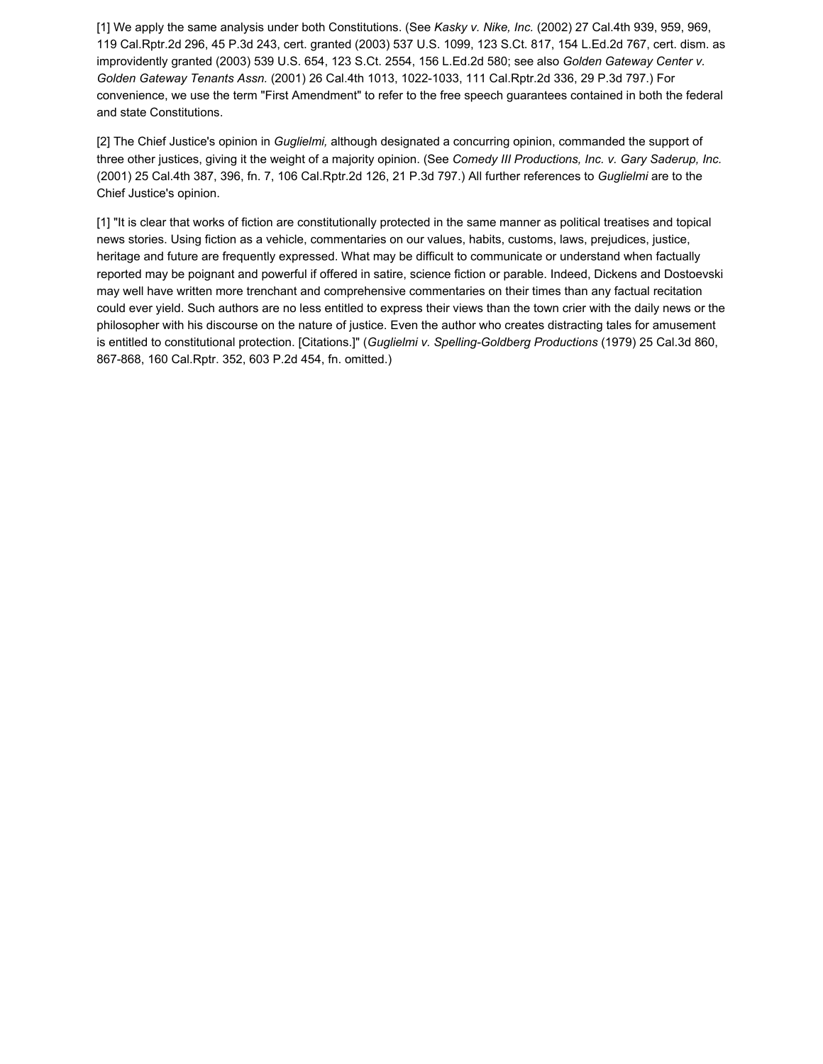[1] We apply the same analysis under both Constitutions. (See *Kasky v. Nike, Inc.* (2002) 27 Cal.4th 939, 959, 969, 119 Cal.Rptr.2d 296, 45 P.3d 243, cert. granted (2003) 537 U.S. 1099, 123 S.Ct. 817, 154 L.Ed.2d 767, cert. dism. as improvidently granted (2003) 539 U.S. 654, 123 S.Ct. 2554, 156 L.Ed.2d 580; see also *Golden Gateway Center v. Golden Gateway Tenants Assn.* (2001) 26 Cal.4th 1013, 1022-1033, 111 Cal.Rptr.2d 336, 29 P.3d 797.) For convenience, we use the term "First Amendment" to refer to the free speech guarantees contained in both the federal and state Constitutions.

[2] The Chief Justice's opinion in *Guglielmi,* although designated a concurring opinion, commanded the support of three other justices, giving it the weight of a majority opinion. (See *Comedy III Productions, Inc. v. Gary Saderup, Inc.* (2001) 25 Cal.4th 387, 396, fn. 7, 106 Cal.Rptr.2d 126, 21 P.3d 797.) All further references to *Guglielmi* are to the Chief Justice's opinion.

[1] "It is clear that works of fiction are constitutionally protected in the same manner as political treatises and topical news stories. Using fiction as a vehicle, commentaries on our values, habits, customs, laws, prejudices, justice, heritage and future are frequently expressed. What may be difficult to communicate or understand when factually reported may be poignant and powerful if offered in satire, science fiction or parable. Indeed, Dickens and Dostoevski may well have written more trenchant and comprehensive commentaries on their times than any factual recitation could ever yield. Such authors are no less entitled to express their views than the town crier with the daily news or the philosopher with his discourse on the nature of justice. Even the author who creates distracting tales for amusement is entitled to constitutional protection. [Citations.]" (*Guglielmi v. Spelling-Goldberg Productions* (1979) 25 Cal.3d 860, 867-868, 160 Cal.Rptr. 352, 603 P.2d 454, fn. omitted.)